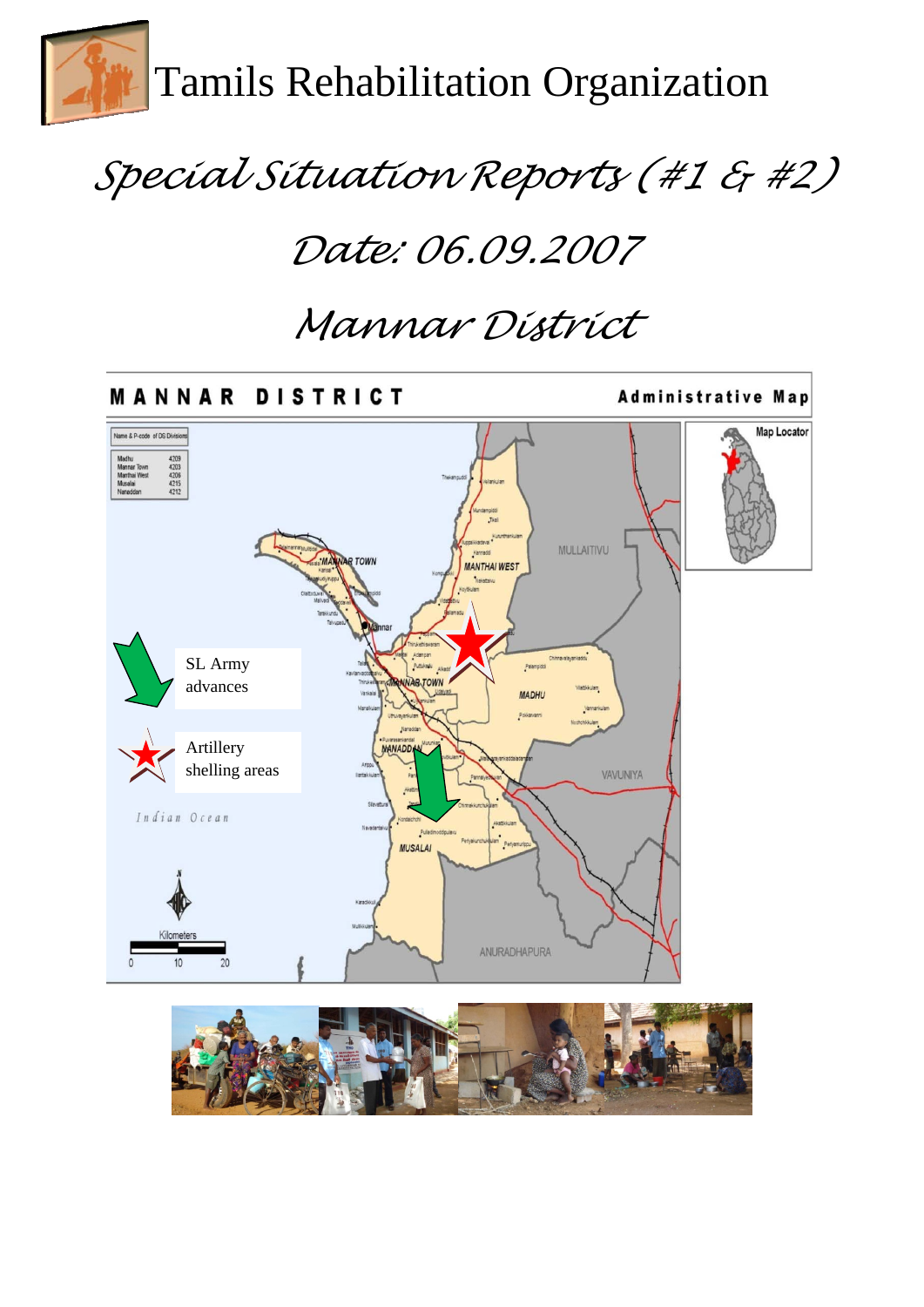# Tamils Rehabilitation Organization

## *Special Situation Reports (#1 & #2)*

## *Date: 06.09.2007*

## *Mannar District*

**MANNAR DISTRICT** — **Administrative Map**

| Name & P-code of DS Divisions | |
|---|---|
| Madhu | 4209 |
| Mannar Town | 4203 |
| Manthai West | 4206 |
| Musalai | 4215 |
| Nanaddan | 4212 |

SL Army advances

Artillery shelling areas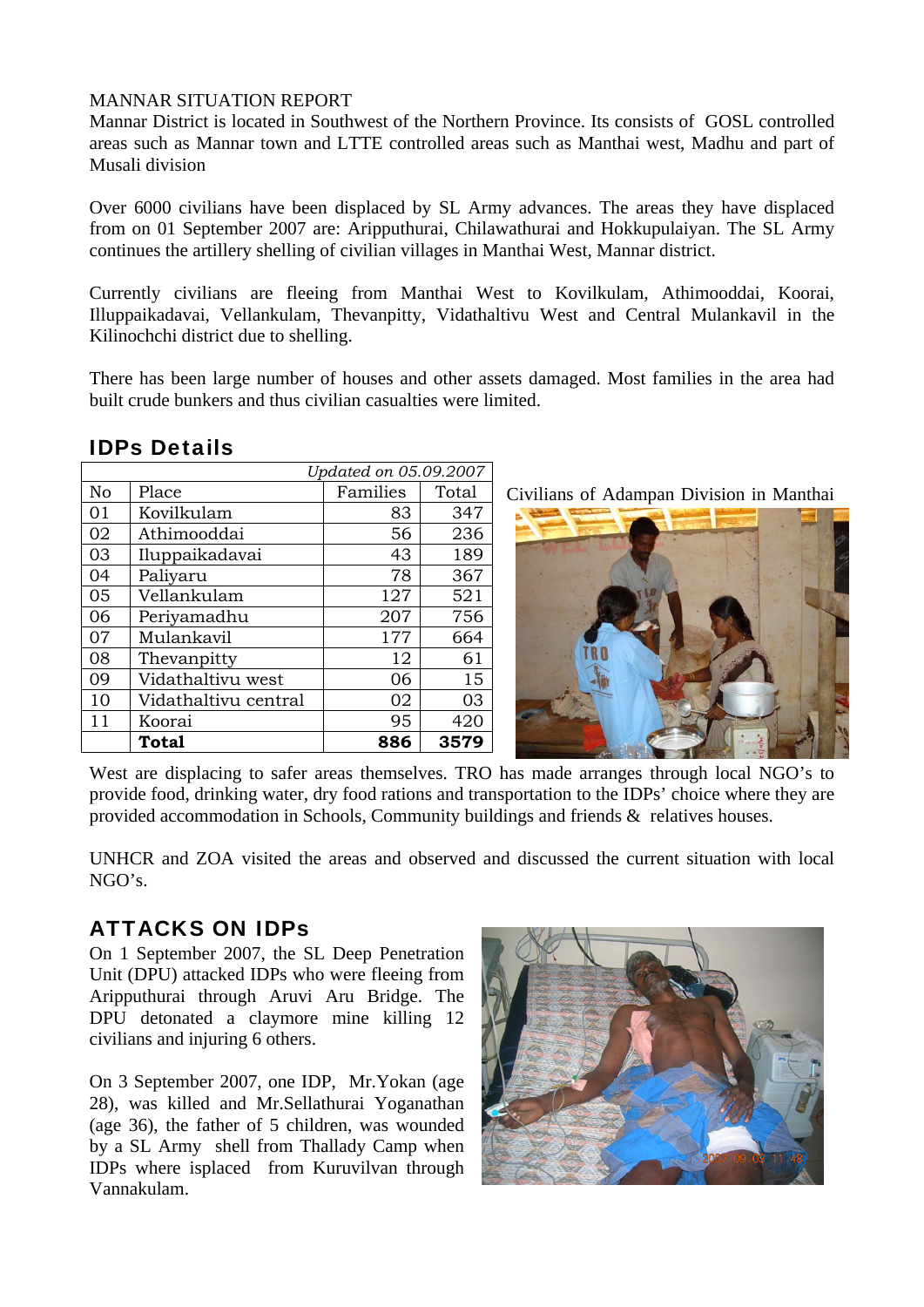MANNAR SITUATION REPORT

Mannar District is located in Southwest of the Northern Province. Its consists of GOSL controlled areas such as Mannar town and LTTE controlled areas such as Manthai west, Madhu and part of Musali division

Over 6000 civilians have been displaced by SL Army advances. The areas they have displaced from on 01 September 2007 are: Arripputhurai, Chilawathurai and Hokkupulaiyan. The SL Army continues the artillery shelling of civilian villages in Manthai West, Mannar district.

Currently civilians are fleeing from Manthai West to Kovilkulam, Athimooddai, Koorai, Illuppaikadavai, Vellankulam, Thevanpitty, Vidathaltivu West and Central Mulankavil in the Kilinochchi district due to shelling.

There has been large number of houses and other assets damaged. Most families in the area had built crude bunkers and thus civilian casualties were limited.

## IDPs Details

*Updated on 05.09.2007*

| No | Place | Families | Total |
|---|---|---|---|
| 01 | Kovilkulam | 83 | 347 |
| 02 | Athimooddai | 56 | 236 |
| 03 | Iluppaikadavai | 43 | 189 |
| 04 | Paliyaru | 78 | 367 |
| 05 | Vellankulam | 127 | 521 |
| 06 | Periyamadhu | 207 | 756 |
| 07 | Mulankavil | 177 | 664 |
| 08 | Thevanpitty | 12 | 61 |
| 09 | Vidathaltivu west | 06 | 15 |
| 10 | Vidathaltivu central | 02 | 03 |
| 11 | Koorai | 95 | 420 |
| | **Total** | **886** | **3579** |

Civilians of Adampan Division in Manthai West are displacing to safer areas themselves. TRO has made arranges through local NGO's to provide food, drinking water, dry food rations and transportation to the IDPs' choice where they are provided accommodation in Schools, Community buildings and friends & relatives houses.

UNHCR and ZOA visited the areas and observed and discussed the current situation with local NGO's.

## ATTACKS ON IDPs

On 1 September 2007, the SL Deep Penetration Unit (DPU) attacked IDPs who were fleeing from Aripputhurai through Aruvi Aru Bridge. The DPU detonated a claymore mine killing 12 civilians and injuring 6 others.

On 3 September 2007, one IDP, Mr.Yokan (age 28), was killed and Mr.Sellathurai Yoganathan (age 36), the father of 5 children, was wounded by a SL Army shell from Thallady Camp when IDPs where isplaced from Kuruvilvan through Vannakulam.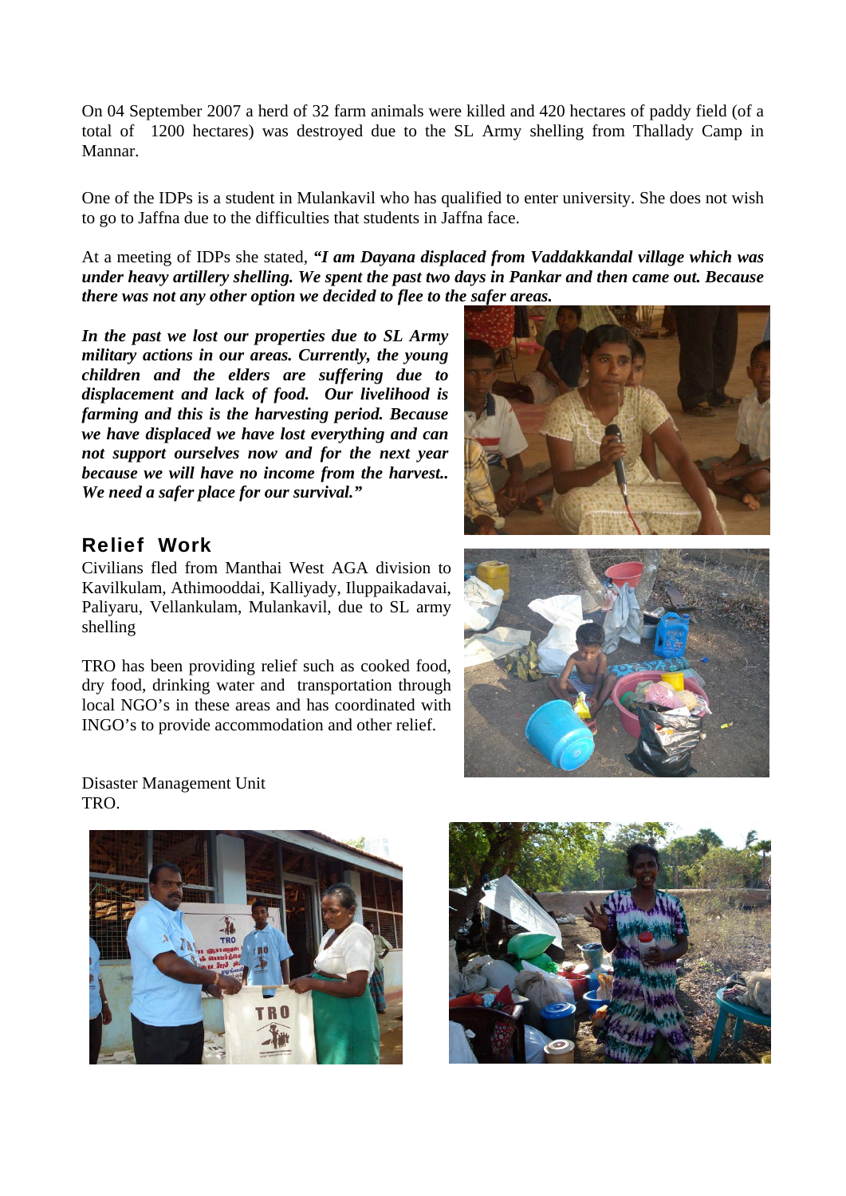On 04 September 2007 a herd of 32 farm animals were killed and 420 hectares of paddy field (of a total of 1200 hectares) was destroyed due to the SL Army shelling from Thallady Camp in Mannar.

One of the IDPs is a student in Mulankavil who has qualified to enter university. She does not wish to go to Jaffna due to the difficulties that students in Jaffna face.

At a meeting of IDPs she stated, ***"I am Dayana displaced from Vaddakkandal village which was under heavy artillery shelling. We spent the past two days in Pankar and then came out. Because there was not any other option we decided to flee to the safer areas.***

***In the past we lost our properties due to SL Army military actions in our areas. Currently, the young children and the elders are suffering due to displacement and lack of food. Our livelihood is farming and this is the harvesting period. Because we have displaced we have lost everything and can not support ourselves now and for the next year because we will have no income from the harvest.. We need a safer place for our survival."***

## Relief Work

Civilians fled from Manthai West AGA division to Kavilkulam, Athimooddai, Kalliyady, Iluppaikadavai, Paliyaru, Vellankulam, Mulankavil, due to SL army shelling

TRO has been providing relief such as cooked food, dry food, drinking water and transportation through local NGO's in these areas and has coordinated with INGO's to provide accommodation and other relief.

Disaster Management Unit
TRO.